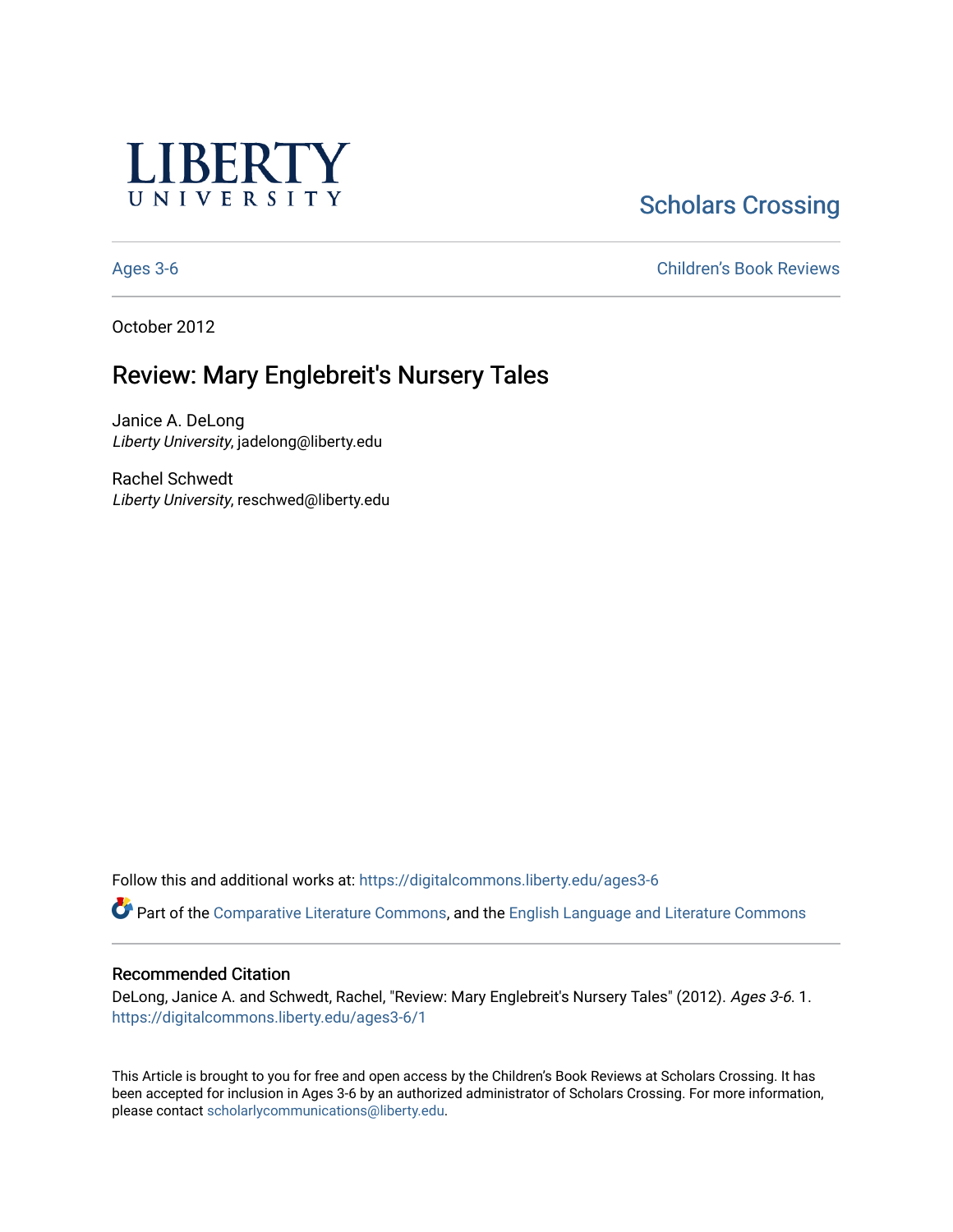LIBERTY UNIVERSITY

Scholars Crossing

Ages 3-6 | Children's Book Reviews

October 2012

# Review: Mary Englebreit's Nursery Tales

Janice A. DeLong
*Liberty University*, jadelong@liberty.edu

Rachel Schwedt
*Liberty University*, reschwed@liberty.edu

Follow this and additional works at: https://digitalcommons.liberty.edu/ages3-6

Part of the Comparative Literature Commons, and the English Language and Literature Commons

## Recommended Citation

DeLong, Janice A. and Schwedt, Rachel, "Review: Mary Englebreit's Nursery Tales" (2012). *Ages 3-6*. 1.
https://digitalcommons.liberty.edu/ages3-6/1

This Article is brought to you for free and open access by the Children's Book Reviews at Scholars Crossing. It has been accepted for inclusion in Ages 3-6 by an authorized administrator of Scholars Crossing. For more information, please contact scholarlycommunications@liberty.edu.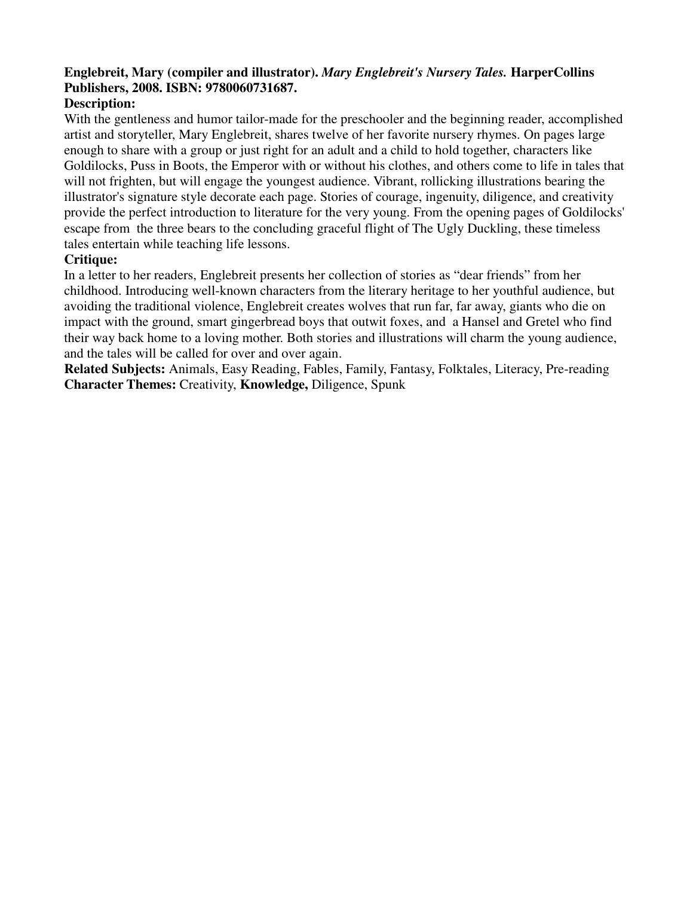**Englebreit, Mary (compiler and illustrator).** ***Mary Englebreit's Nursery Tales.*** **HarperCollins Publishers, 2008. ISBN: 9780060731687.**

**Description:**

With the gentleness and humor tailor-made for the preschooler and the beginning reader, accomplished artist and storyteller, Mary Englebreit, shares twelve of her favorite nursery rhymes. On pages large enough to share with a group or just right for an adult and a child to hold together, characters like Goldilocks, Puss in Boots, the Emperor with or without his clothes, and others come to life in tales that will not frighten, but will engage the youngest audience. Vibrant, rollicking illustrations bearing the illustrator's signature style decorate each page. Stories of courage, ingenuity, diligence, and creativity provide the perfect introduction to literature for the very young. From the opening pages of Goldilocks' escape from the three bears to the concluding graceful flight of The Ugly Duckling, these timeless tales entertain while teaching life lessons.

**Critique:**

In a letter to her readers, Englebreit presents her collection of stories as "dear friends" from her childhood. Introducing well-known characters from the literary heritage to her youthful audience, but avoiding the traditional violence, Englebreit creates wolves that run far, far away, giants who die on impact with the ground, smart gingerbread boys that outwit foxes, and a Hansel and Gretel who find their way back home to a loving mother. Both stories and illustrations will charm the young audience, and the tales will be called for over and over again.

**Related Subjects:** Animals, Easy Reading, Fables, Family, Fantasy, Folktales, Literacy, Pre-reading

**Character Themes:** Creativity, **Knowledge,** Diligence, Spunk